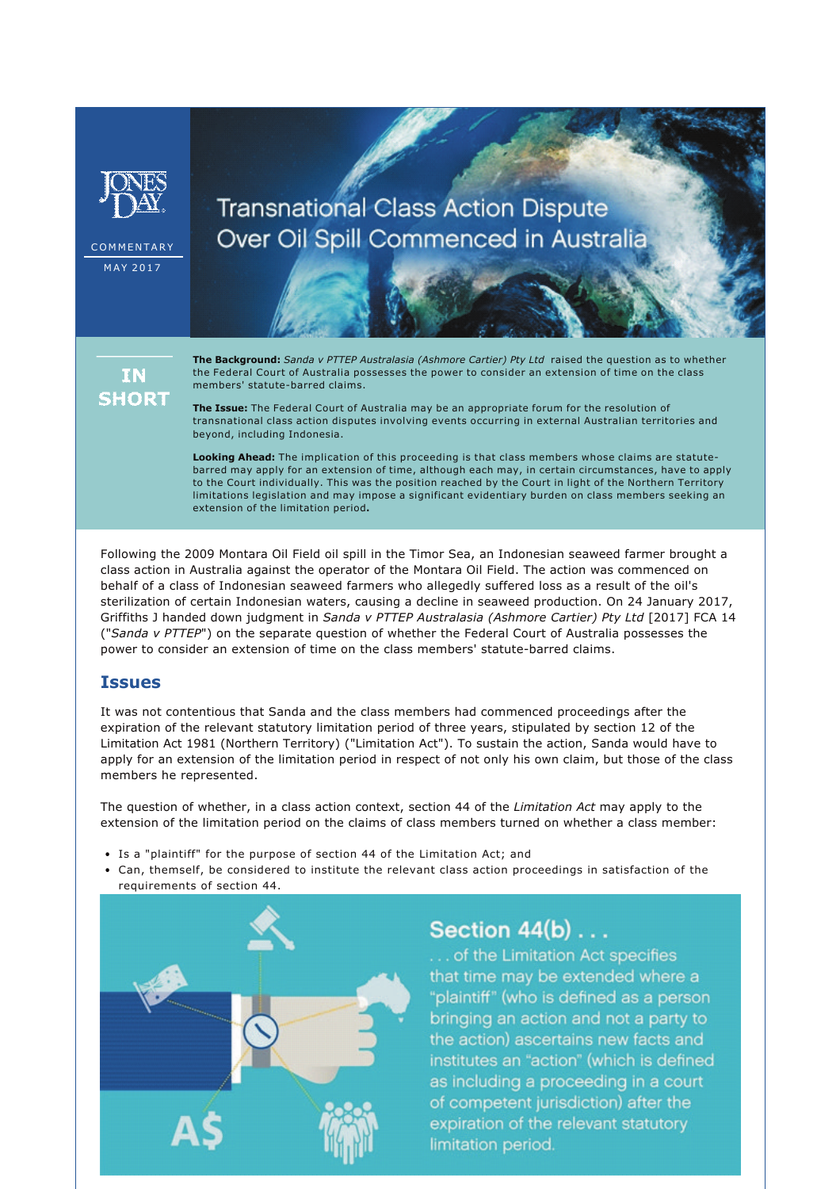JONES DAY

COMMENTARY

MAY 2017

# Transnational Class Action Dispute Over Oil Spill Commenced in Australia

## IN SHORT

**The Background:** *Sanda v PTTEP Australasia (Ashmore Cartier) Pty Ltd* raised the question as to whether the Federal Court of Australia possesses the power to consider an extension of time on the class members' statute-barred claims.

**The Issue:** The Federal Court of Australia may be an appropriate forum for the resolution of transnational class action disputes involving events occurring in external Australian territories and beyond, including Indonesia.

**Looking Ahead:** The implication of this proceeding is that class members whose claims are statute-barred may apply for an extension of time, although each may, in certain circumstances, have to apply to the Court individually. This was the position reached by the Court in light of the Northern Territory limitations legislation and may impose a significant evidentiary burden on class members seeking an extension of the limitation period**.**

Following the 2009 Montara Oil Field oil spill in the Timor Sea, an Indonesian seaweed farmer brought a class action in Australia against the operator of the Montara Oil Field. The action was commenced on behalf of a class of Indonesian seaweed farmers who allegedly suffered loss as a result of the oil's sterilization of certain Indonesian waters, causing a decline in seaweed production. On 24 January 2017, Griffiths J handed down judgment in *Sanda v PTTEP Australasia (Ashmore Cartier) Pty Ltd* [2017] FCA 14 ("*Sanda v PTTEP*") on the separate question of whether the Federal Court of Australia possesses the power to consider an extension of time on the class members' statute-barred claims.

## Issues

It was not contentious that Sanda and the class members had commenced proceedings after the expiration of the relevant statutory limitation period of three years, stipulated by section 12 of the Limitation Act 1981 (Northern Territory) ("Limitation Act"). To sustain the action, Sanda would have to apply for an extension of the limitation period in respect of not only his own claim, but those of the class members he represented.

The question of whether, in a class action context, section 44 of the *Limitation Act* may apply to the extension of the limitation period on the claims of class members turned on whether a class member:

- Is a "plaintiff" for the purpose of section 44 of the Limitation Act; and
- Can, themself, be considered to institute the relevant class action proceedings in satisfaction of the requirements of section 44.

**Section 44(b) . . .**

. . . of the Limitation Act specifies that time may be extended where a "plaintiff" (who is defined as a person bringing an action and not a party to the action) ascertains new facts and institutes an "action" (which is defined as including a proceeding in a court of competent jurisdiction) after the expiration of the relevant statutory limitation period.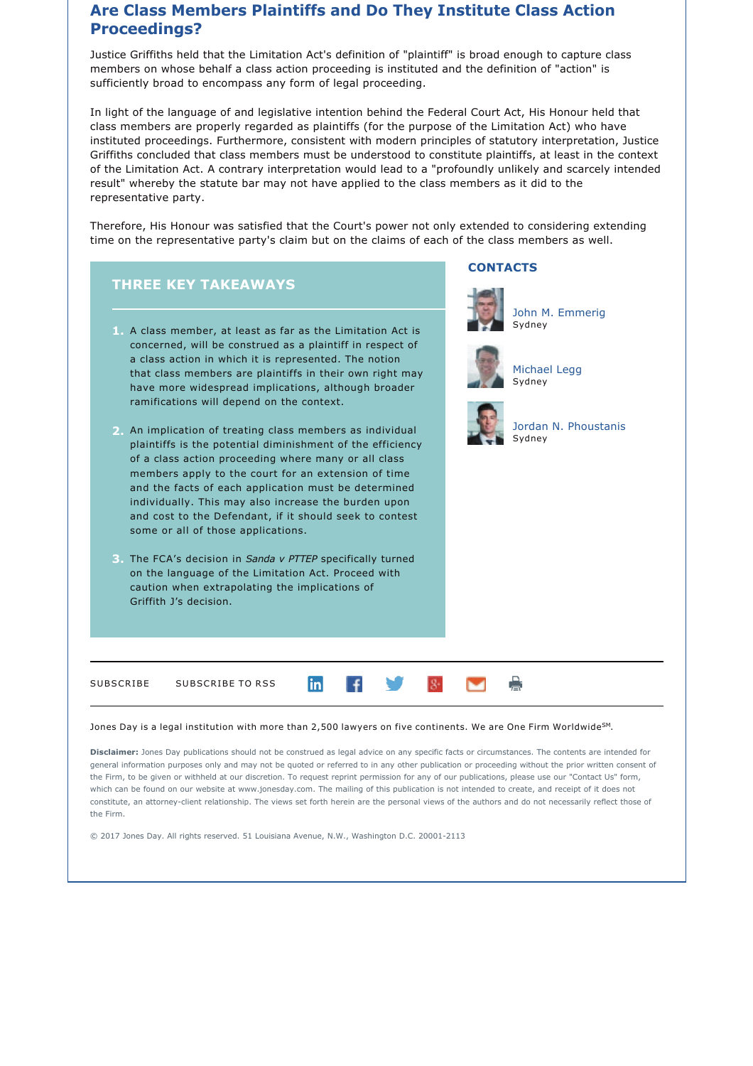## Are Class Members Plaintiffs and Do They Institute Class Action Proceedings?

Justice Griffiths held that the Limitation Act's definition of "plaintiff" is broad enough to capture class members on whose behalf a class action proceeding is instituted and the definition of "action" is sufficiently broad to encompass any form of legal proceeding.

In light of the language of and legislative intention behind the Federal Court Act, His Honour held that class members are properly regarded as plaintiffs (for the purpose of the Limitation Act) who have instituted proceedings. Furthermore, consistent with modern principles of statutory interpretation, Justice Griffiths concluded that class members must be understood to constitute plaintiffs, at least in the context of the Limitation Act. A contrary interpretation would lead to a "profoundly unlikely and scarcely intended result" whereby the statute bar may not have applied to the class members as it did to the representative party.

Therefore, His Honour was satisfied that the Court's power not only extended to considering extending time on the representative party's claim but on the claims of each of the class members as well.

### THREE KEY TAKEAWAYS

1. A class member, at least as far as the Limitation Act is concerned, will be construed as a plaintiff in respect of a class action in which it is represented. The notion that class members are plaintiffs in their own right may have more widespread implications, although broader ramifications will depend on the context.
2. An implication of treating class members as individual plaintiffs is the potential diminishment of the efficiency of a class action proceeding where many or all class members apply to the court for an extension of time and the facts of each application must be determined individually. This may also increase the burden upon and cost to the Defendant, if it should seek to contest some or all of those applications.
3. The FCA's decision in *Sanda v PTTEP* specifically turned on the language of the Limitation Act. Proceed with caution when extrapolating the implications of Griffith J's decision.

### CONTACTS

John M. Emmerig
Sydney

Michael Legg
Sydney

Jordan N. Phoustanis
Sydney

SUBSCRIBE SUBSCRIBE TO RSS

Jones Day is a legal institution with more than 2,500 lawyers on five continents. We are One Firm Worldwide℠.

**Disclaimer:** Jones Day publications should not be construed as legal advice on any specific facts or circumstances. The contents are intended for general information purposes only and may not be quoted or referred to in any other publication or proceeding without the prior written consent of the Firm, to be given or withheld at our discretion. To request reprint permission for any of our publications, please use our "Contact Us" form, which can be found on our website at www.jonesday.com. The mailing of this publication is not intended to create, and receipt of it does not constitute, an attorney-client relationship. The views set forth herein are the personal views of the authors and do not necessarily reflect those of the Firm.

© 2017 Jones Day. All rights reserved. 51 Louisiana Avenue, N.W., Washington D.C. 20001-2113